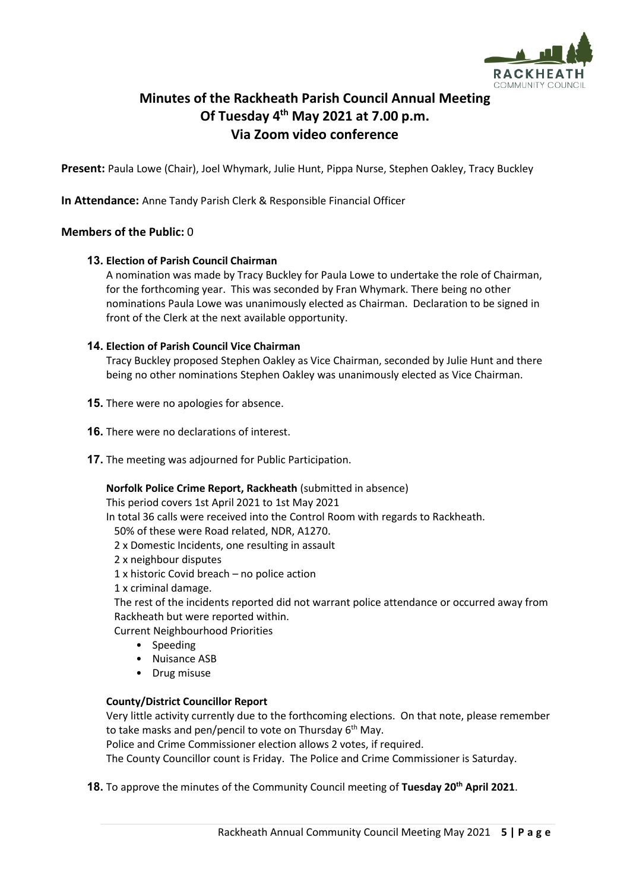# Minutes of the Rackheath Parish Council Annual Meeting Of Tuesday 4th May 2021 at 7.00 p.m. Via Zoom video conference

**Present:** Paula Lowe (Chair), Joel Whymark, Julie Hunt, Pippa Nurse, Stephen Oakley, Tracy Buckley

**In Attendance:** Anne Tandy Parish Clerk & Responsible Financial Officer

**Members of the Public:** 0

**13. Election of Parish Council Chairman**

A nomination was made by Tracy Buckley for Paula Lowe to undertake the role of Chairman, for the forthcoming year. This was seconded by Fran Whymark. There being no other nominations Paula Lowe was unanimously elected as Chairman. Declaration to be signed in front of the Clerk at the next available opportunity.

**14. Election of Parish Council Vice Chairman**

Tracy Buckley proposed Stephen Oakley as Vice Chairman, seconded by Julie Hunt and there being no other nominations Stephen Oakley was unanimously elected as Vice Chairman.

**15.** There were no apologies for absence.

**16.** There were no declarations of interest.

**17.** The meeting was adjourned for Public Participation.

**Norfolk Police Crime Report, Rackheath** (submitted in absence)

This period covers 1st April 2021 to 1st May 2021

In total 36 calls were received into the Control Room with regards to Rackheath.

50% of these were Road related, NDR, A1270.

2 x Domestic Incidents, one resulting in assault

2 x neighbour disputes

1 x historic Covid breach – no police action

1 x criminal damage.

The rest of the incidents reported did not warrant police attendance or occurred away from Rackheath but were reported within.

Current Neighbourhood Priorities

- Speeding
- Nuisance ASB
- Drug misuse

**County/District Councillor Report**

Very little activity currently due to the forthcoming elections. On that note, please remember to take masks and pen/pencil to vote on Thursday 6th May.

Police and Crime Commissioner election allows 2 votes, if required.

The County Councillor count is Friday. The Police and Crime Commissioner is Saturday.

**18.** To approve the minutes of the Community Council meeting of **Tuesday 20th April 2021**.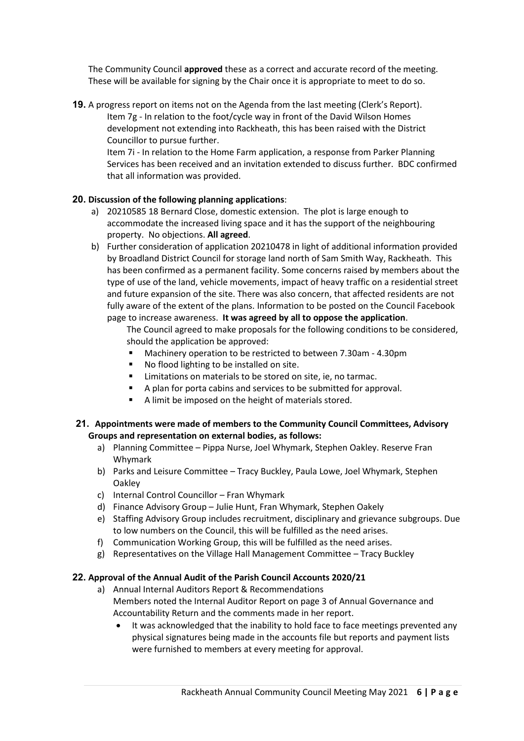The Community Council **approved** these as a correct and accurate record of the meeting. These will be available for signing by the Chair once it is appropriate to meet to do so.

**19.** A progress report on items not on the Agenda from the last meeting (Clerk's Report).

Item 7g - In relation to the foot/cycle way in front of the David Wilson Homes development not extending into Rackheath, this has been raised with the District Councillor to pursue further.

Item 7i - In relation to the Home Farm application, a response from Parker Planning Services has been received and an invitation extended to discuss further. BDC confirmed that all information was provided.

**20. Discussion of the following planning applications**:

a) 20210585 18 Bernard Close, domestic extension. The plot is large enough to accommodate the increased living space and it has the support of the neighbouring property. No objections. **All agreed**.

b) Further consideration of application 20210478 in light of additional information provided by Broadland District Council for storage land north of Sam Smith Way, Rackheath. This has been confirmed as a permanent facility. Some concerns raised by members about the type of use of the land, vehicle movements, impact of heavy traffic on a residential street and future expansion of the site. There was also concern, that affected residents are not fully aware of the extent of the plans. Information to be posted on the Council Facebook page to increase awareness. **It was agreed by all to oppose the application**.

The Council agreed to make proposals for the following conditions to be considered, should the application be approved:

- Machinery operation to be restricted to between 7.30am - 4.30pm
- No flood lighting to be installed on site.
- Limitations on materials to be stored on site, ie, no tarmac.
- A plan for porta cabins and services to be submitted for approval.
- A limit be imposed on the height of materials stored.

**21. Appointments were made of members to the Community Council Committees, Advisory Groups and representation on external bodies, as follows:**

a) Planning Committee – Pippa Nurse, Joel Whymark, Stephen Oakley. Reserve Fran Whymark

b) Parks and Leisure Committee – Tracy Buckley, Paula Lowe, Joel Whymark, Stephen Oakley

c) Internal Control Councillor – Fran Whymark

d) Finance Advisory Group – Julie Hunt, Fran Whymark, Stephen Oakely

e) Staffing Advisory Group includes recruitment, disciplinary and grievance subgroups. Due to low numbers on the Council, this will be fulfilled as the need arises.

f) Communication Working Group, this will be fulfilled as the need arises.

g) Representatives on the Village Hall Management Committee – Tracy Buckley

**22. Approval of the Annual Audit of the Parish Council Accounts 2020/21**

a) Annual Internal Auditors Report & Recommendations

Members noted the Internal Auditor Report on page 3 of Annual Governance and Accountability Return and the comments made in her report.

- It was acknowledged that the inability to hold face to face meetings prevented any physical signatures being made in the accounts file but reports and payment lists were furnished to members at every meeting for approval.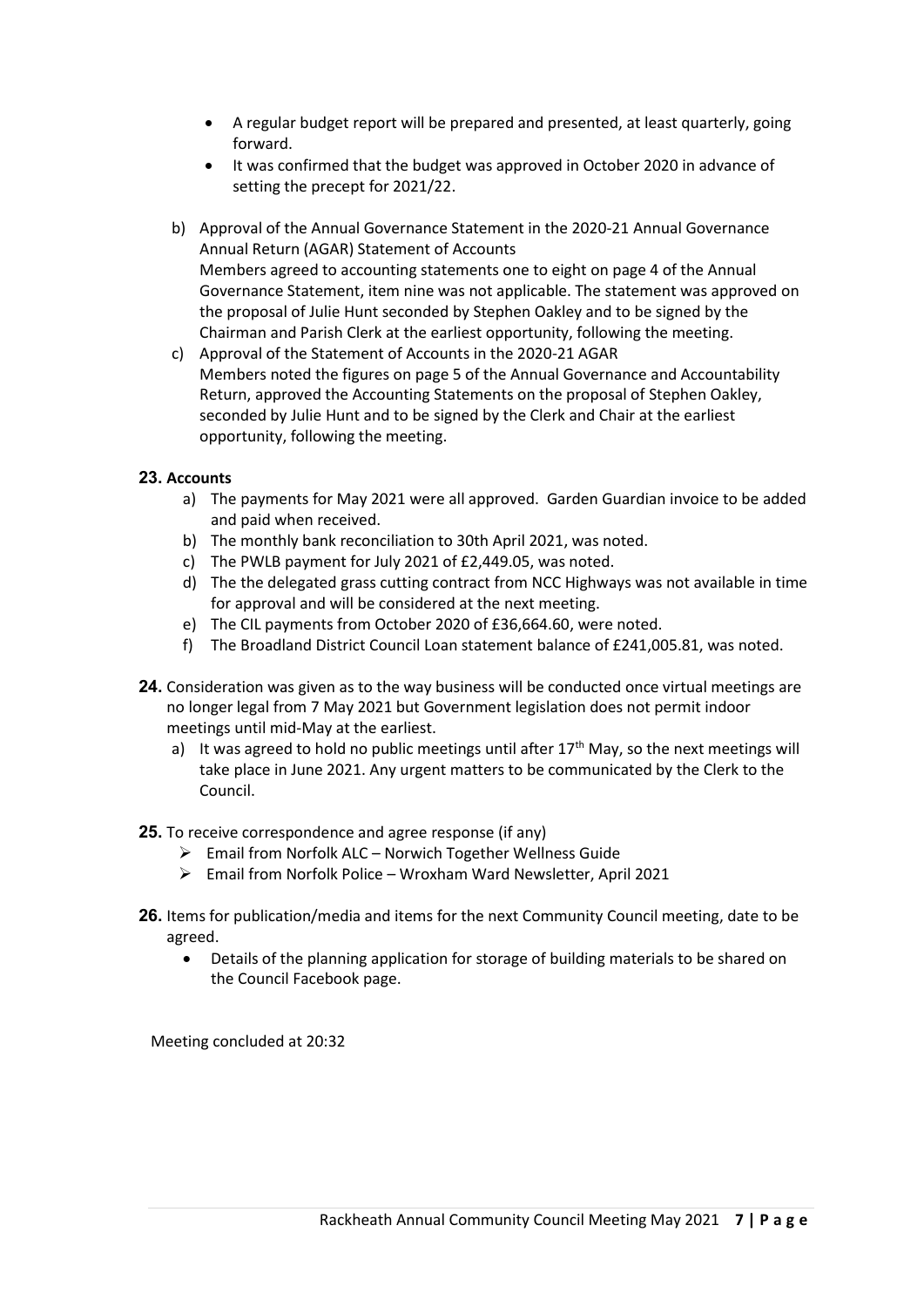- A regular budget report will be prepared and presented, at least quarterly, going forward.
- It was confirmed that the budget was approved in October 2020 in advance of setting the precept for 2021/22.

b) Approval of the Annual Governance Statement in the 2020-21 Annual Governance Annual Return (AGAR) Statement of Accounts
Members agreed to accounting statements one to eight on page 4 of the Annual Governance Statement, item nine was not applicable. The statement was approved on the proposal of Julie Hunt seconded by Stephen Oakley and to be signed by the Chairman and Parish Clerk at the earliest opportunity, following the meeting.

c) Approval of the Statement of Accounts in the 2020-21 AGAR
Members noted the figures on page 5 of the Annual Governance and Accountability Return, approved the Accounting Statements on the proposal of Stephen Oakley, seconded by Julie Hunt and to be signed by the Clerk and Chair at the earliest opportunity, following the meeting.

**23. Accounts**

a) The payments for May 2021 were all approved. Garden Guardian invoice to be added and paid when received.
b) The monthly bank reconciliation to 30th April 2021, was noted.
c) The PWLB payment for July 2021 of £2,449.05, was noted.
d) The the delegated grass cutting contract from NCC Highways was not available in time for approval and will be considered at the next meeting.
e) The CIL payments from October 2020 of £36,664.60, were noted.
f) The Broadland District Council Loan statement balance of £241,005.81, was noted.

**24.** Consideration was given as to the way business will be conducted once virtual meetings are no longer legal from 7 May 2021 but Government legislation does not permit indoor meetings until mid-May at the earliest.

a) It was agreed to hold no public meetings until after 17th May, so the next meetings will take place in June 2021. Any urgent matters to be communicated by the Clerk to the Council.

**25.** To receive correspondence and agree response (if any)

- Email from Norfolk ALC – Norwich Together Wellness Guide
- Email from Norfolk Police – Wroxham Ward Newsletter, April 2021

**26.** Items for publication/media and items for the next Community Council meeting, date to be agreed.

- Details of the planning application for storage of building materials to be shared on the Council Facebook page.

Meeting concluded at 20:32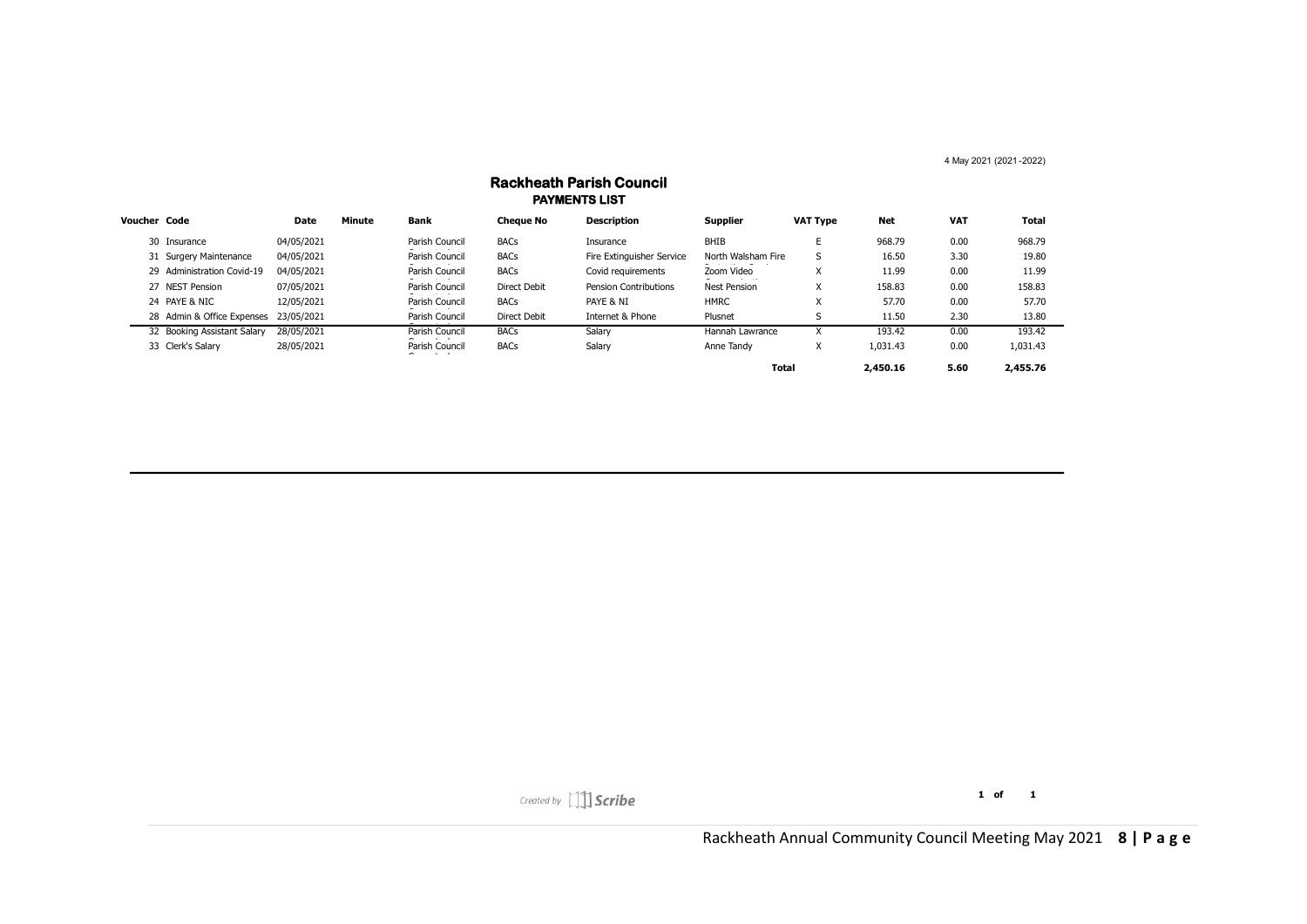4 May 2021 (2021-2022)

# Rackheath Parish Council

## PAYMENTS LIST

| Voucher | Code | Date | Minute | Bank | Cheque No | Description | Supplier | VAT Type | Net | VAT | Total |
|---|---|---|---|---|---|---|---|---|---|---|---|
| 30 | Insurance | 04/05/2021 | | Parish Council | BACs | Insurance | BHIB | E | 968.79 | 0.00 | 968.79 |
| 31 | Surgery Maintenance | 04/05/2021 | | Parish Council | BACs | Fire Extinguisher Service | North Walsham Fire | S | 16.50 | 3.30 | 19.80 |
| 29 | Administration Covid-19 | 04/05/2021 | | Parish Council | BACs | Covid requirements | Zoom Video | X | 11.99 | 0.00 | 11.99 |
| 27 | NEST Pension | 07/05/2021 | | Parish Council | Direct Debit | Pension Contributions | Nest Pension | X | 158.83 | 0.00 | 158.83 |
| 24 | PAYE & NIC | 12/05/2021 | | Parish Council | BACs | PAYE & NI | HMRC | X | 57.70 | 0.00 | 57.70 |
| 28 | Admin & Office Expenses | 23/05/2021 | | Parish Council | Direct Debit | Internet & Phone | Plusnet | S | 11.50 | 2.30 | 13.80 |
| 32 | Booking Assistant Salary | 28/05/2021 | | Parish Council | BACs | Salary | Hannah Lawrance | X | 193.42 | 0.00 | 193.42 |
| 33 | Clerk's Salary | 28/05/2021 | | Parish Council | BACs | Salary | Anne Tandy | X | 1,031.43 | 0.00 | 1,031.43 |
| | | | | | | | **Total** | | **2,450.16** | **5.60** | **2,455.76** |

*Created by* Scribe